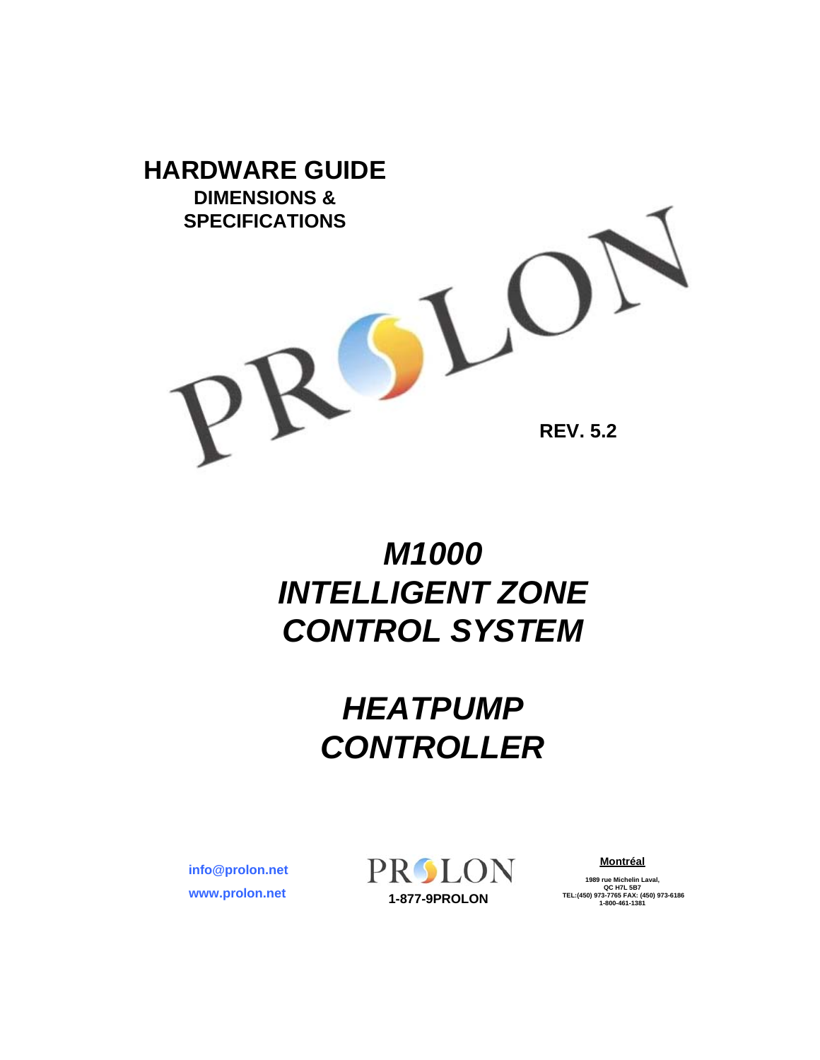# HARDWARE GUIDE

**DIMENSIONS & SPECIFICATIONS**

PROLON

**REV. 5.2**

# *M1000 INTELLIGENT ZONE CONTROL SYSTEM*

# *HEATPUMP CONTROLLER*

**info@prolon.net**

**www.prolon.net**

PROLON

**1-877-9PROLON**

**Montréal**

**1989 rue Michelin Laval,**
**QC H7L 5B7**
**TEL:(450) 973-7765 FAX: (450) 973-6186**
**1-800-461-1381**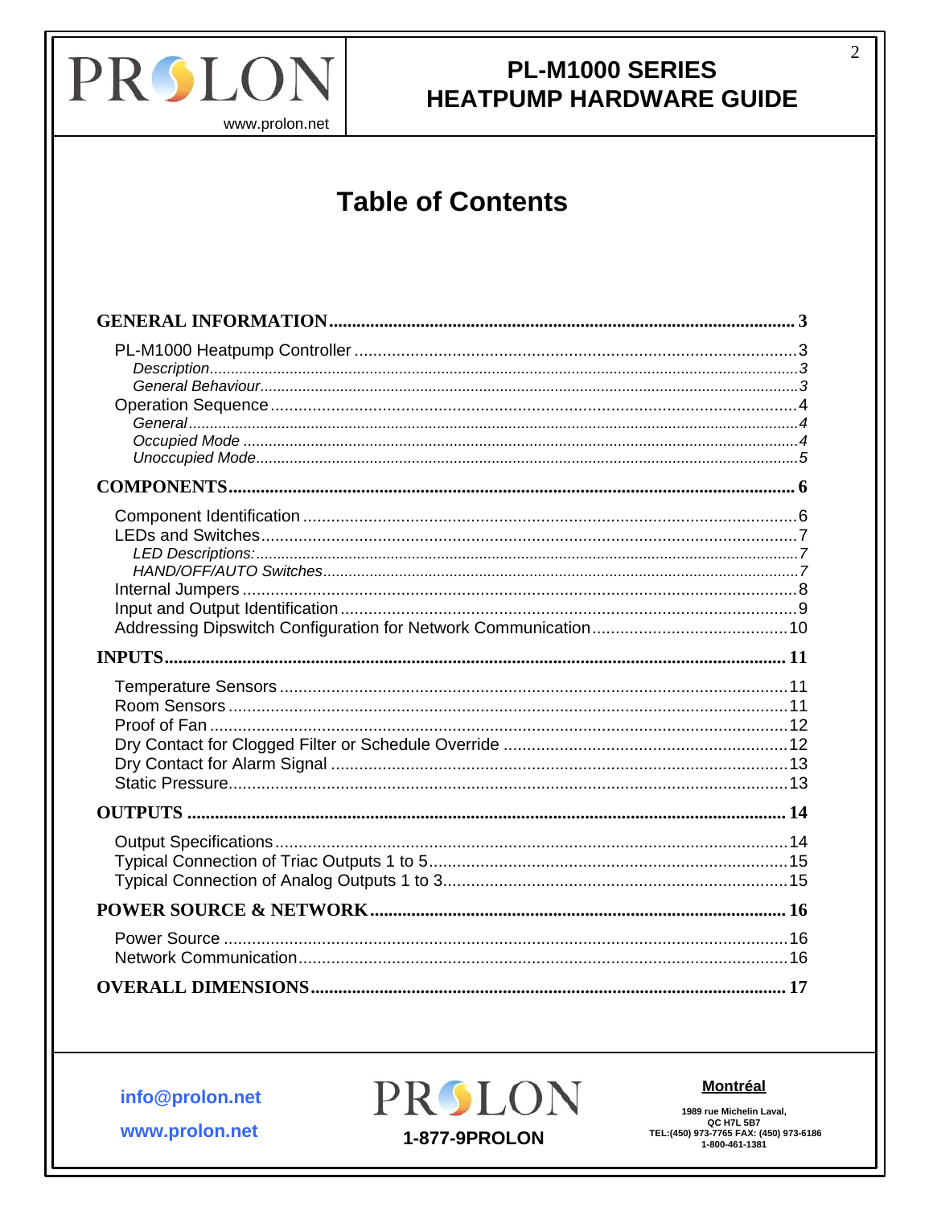# Table of Contents

**GENERAL INFORMATION** .......... 3

- PL-M1000 Heatpump Controller .......... 3
  - *Description* .......... 3
  - *General Behaviour* .......... 3
- Operation Sequence .......... 4
  - *General* .......... 4
  - *Occupied Mode* .......... 4
  - *Unoccupied Mode* .......... 5

**COMPONENTS** .......... 6

- Component Identification .......... 6
- LEDs and Switches .......... 7
  - *LED Descriptions:* .......... 7
  - *HAND/OFF/AUTO Switches* .......... 7
- Internal Jumpers .......... 8
- Input and Output Identification .......... 9
- Addressing Dipswitch Configuration for Network Communication .......... 10

**INPUTS** .......... 11

- Temperature Sensors .......... 11
- Room Sensors .......... 11
- Proof of Fan .......... 12
- Dry Contact for Clogged Filter or Schedule Override .......... 12
- Dry Contact for Alarm Signal .......... 13
- Static Pressure .......... 13

**OUTPUTS** .......... 14

- Output Specifications .......... 14
- Typical Connection of Triac Outputs 1 to 5 .......... 15
- Typical Connection of Analog Outputs 1 to 3 .......... 15

**POWER SOURCE & NETWORK** .......... 16

- Power Source .......... 16
- Network Communication .......... 16

**OVERALL DIMENSIONS** .......... 17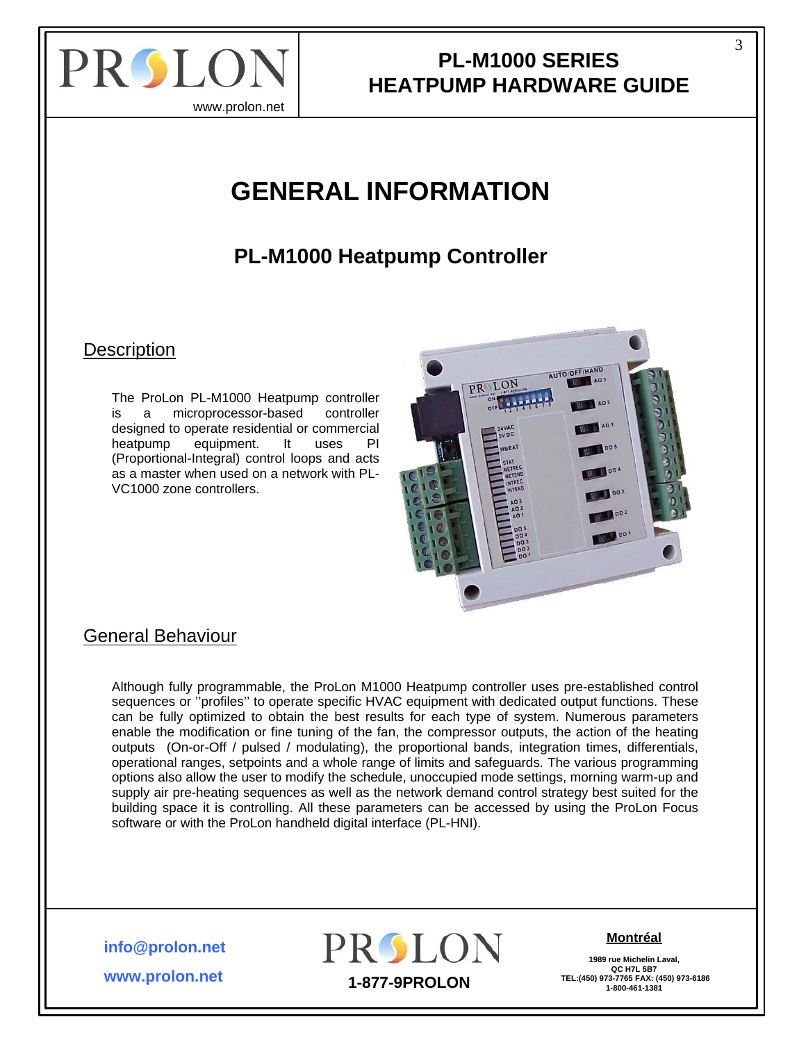# GENERAL INFORMATION

## PL-M1000 Heatpump Controller

### Description

The ProLon PL-M1000 Heatpump controller is a microprocessor-based controller designed to operate residential or commercial heatpump equipment. It uses PI (Proportional-Integral) control loops and acts as a master when used on a network with PL-VC1000 zone controllers.

### General Behaviour

Although fully programmable, the ProLon M1000 Heatpump controller uses pre-established control sequences or ''profiles'' to operate specific HVAC equipment with dedicated output functions. These can be fully optimized to obtain the best results for each type of system. Numerous parameters enable the modification or fine tuning of the fan, the compressor outputs, the action of the heating outputs (On-or-Off / pulsed / modulating), the proportional bands, integration times, differentials, operational ranges, setpoints and a whole range of limits and safeguards. The various programming options also allow the user to modify the schedule, unoccupied mode settings, morning warm-up and supply air pre-heating sequences as well as the network demand control strategy best suited for the building space it is controlling. All these parameters can be accessed by using the ProLon Focus software or with the ProLon handheld digital interface (PL-HNI).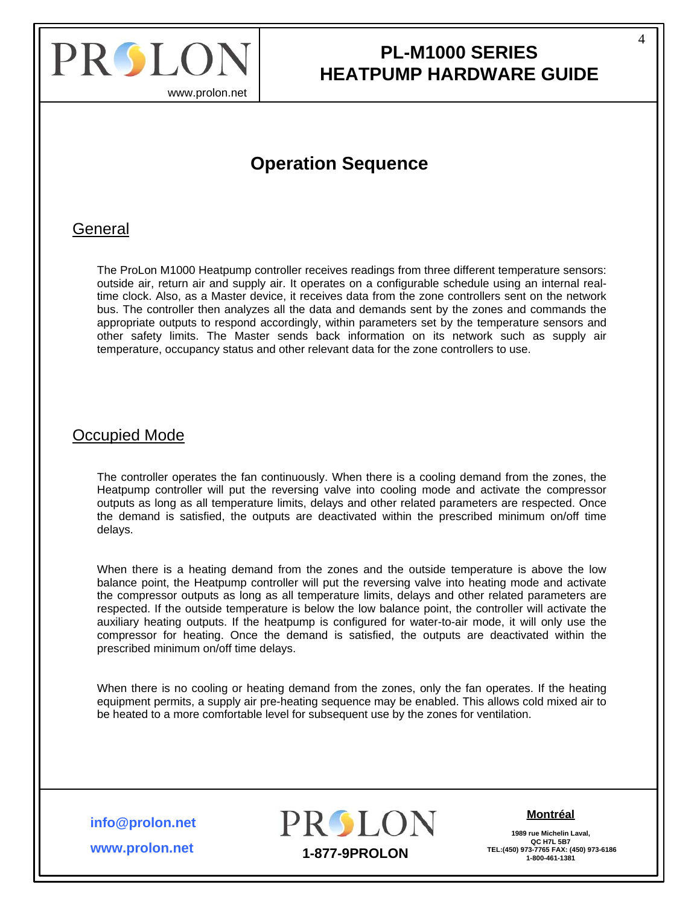# Operation Sequence

## General

The ProLon M1000 Heatpump controller receives readings from three different temperature sensors: outside air, return air and supply air. It operates on a configurable schedule using an internal real-time clock. Also, as a Master device, it receives data from the zone controllers sent on the network bus. The controller then analyzes all the data and demands sent by the zones and commands the appropriate outputs to respond accordingly, within parameters set by the temperature sensors and other safety limits. The Master sends back information on its network such as supply air temperature, occupancy status and other relevant data for the zone controllers to use.

## Occupied Mode

The controller operates the fan continuously. When there is a cooling demand from the zones, the Heatpump controller will put the reversing valve into cooling mode and activate the compressor outputs as long as all temperature limits, delays and other related parameters are respected. Once the demand is satisfied, the outputs are deactivated within the prescribed minimum on/off time delays.

When there is a heating demand from the zones and the outside temperature is above the low balance point, the Heatpump controller will put the reversing valve into heating mode and activate the compressor outputs as long as all temperature limits, delays and other related parameters are respected. If the outside temperature is below the low balance point, the controller will activate the auxiliary heating outputs. If the heatpump is configured for water-to-air mode, it will only use the compressor for heating. Once the demand is satisfied, the outputs are deactivated within the prescribed minimum on/off time delays.

When there is no cooling or heating demand from the zones, only the fan operates. If the heating equipment permits, a supply air pre-heating sequence may be enabled. This allows cold mixed air to be heated to a more comfortable level for subsequent use by the zones for ventilation.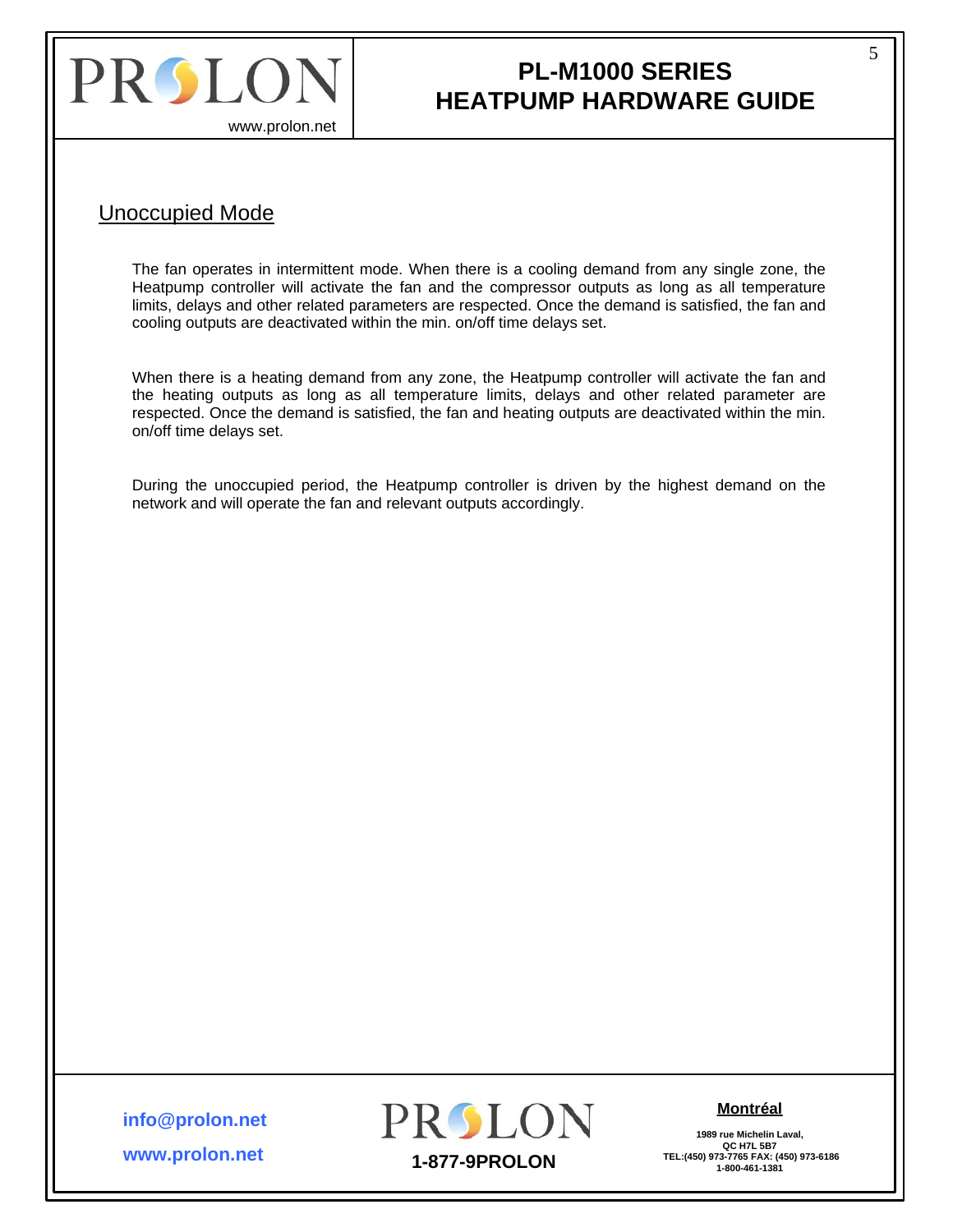## Unoccupied Mode

The fan operates in intermittent mode. When there is a cooling demand from any single zone, the Heatpump controller will activate the fan and the compressor outputs as long as all temperature limits, delays and other related parameters are respected. Once the demand is satisfied, the fan and cooling outputs are deactivated within the min. on/off time delays set.

When there is a heating demand from any zone, the Heatpump controller will activate the fan and the heating outputs as long as all temperature limits, delays and other related parameter are respected. Once the demand is satisfied, the fan and heating outputs are deactivated within the min. on/off time delays set.

During the unoccupied period, the Heatpump controller is driven by the highest demand on the network and will operate the fan and relevant outputs accordingly.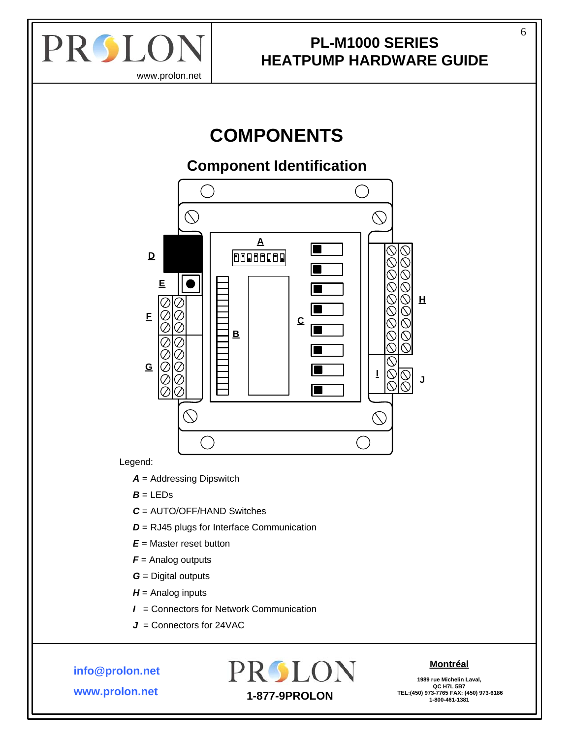# COMPONENTS

## Component Identification

Legend:

- ***A*** = Addressing Dipswitch
- ***B*** = LEDs
- ***C*** = AUTO/OFF/HAND Switches
- ***D*** = RJ45 plugs for Interface Communication
- ***E*** = Master reset button
- ***F*** = Analog outputs
- ***G*** = Digital outputs
- ***H*** = Analog inputs
- ***I*** = Connectors for Network Communication
- ***J*** = Connectors for 24VAC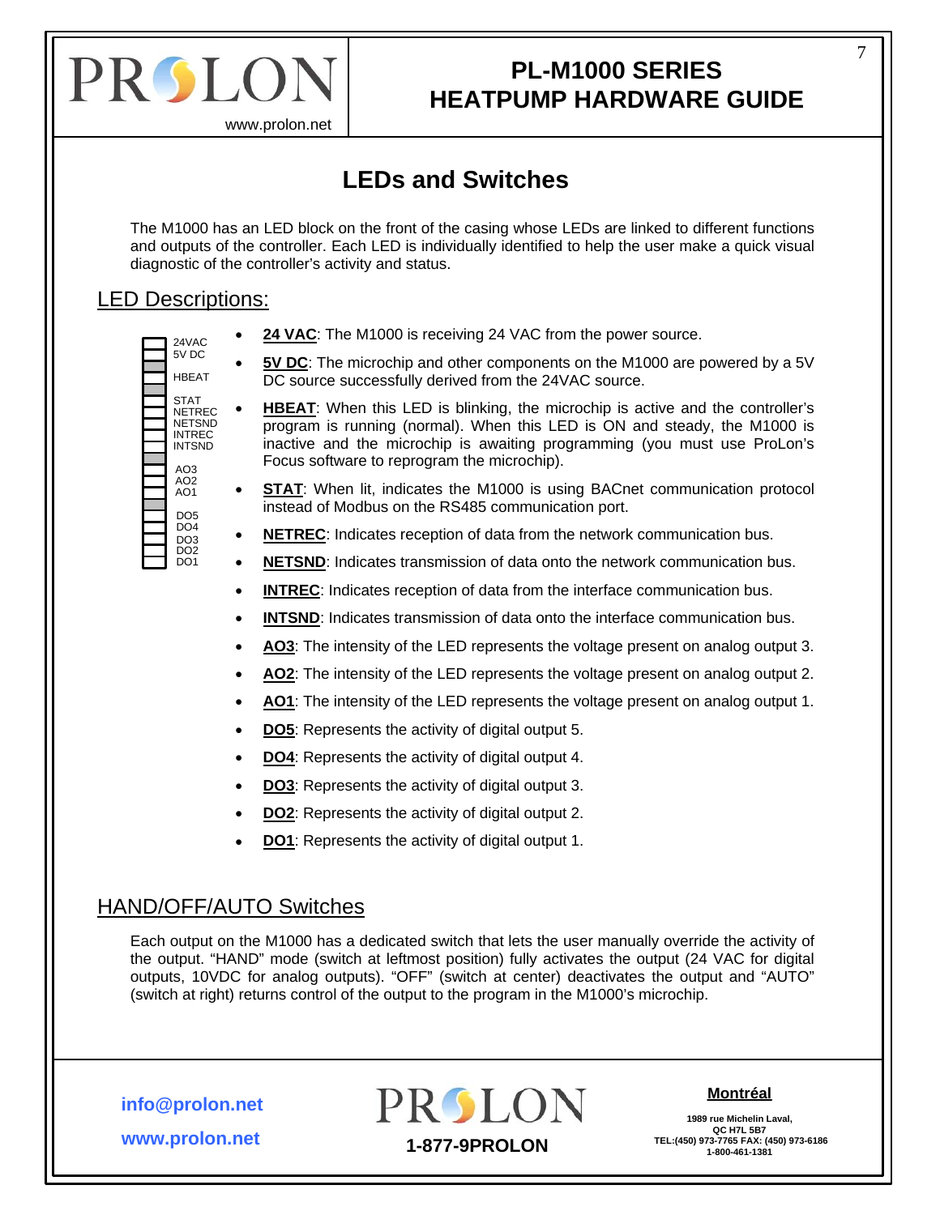# LEDs and Switches

The M1000 has an LED block on the front of the casing whose LEDs are linked to different functions and outputs of the controller. Each LED is individually identified to help the user make a quick visual diagnostic of the controller's activity and status.

## LED Descriptions:

24VAC
5V DC
HBEAT
STAT
NETREC
NETSND
INTREC
INTSND
AO3
AO2
AO1
DO5
DO4
DO3
DO2
DO1

- **24 VAC**: The M1000 is receiving 24 VAC from the power source.
- **5V DC**: The microchip and other components on the M1000 are powered by a 5V DC source successfully derived from the 24VAC source.
- **HBEAT**: When this LED is blinking, the microchip is active and the controller's program is running (normal). When this LED is ON and steady, the M1000 is inactive and the microchip is awaiting programming (you must use ProLon's Focus software to reprogram the microchip).
- **STAT**: When lit, indicates the M1000 is using BACnet communication protocol instead of Modbus on the RS485 communication port.
- **NETREC**: Indicates reception of data from the network communication bus.
- **NETSND**: Indicates transmission of data onto the network communication bus.
- **INTREC**: Indicates reception of data from the interface communication bus.
- **INTSND**: Indicates transmission of data onto the interface communication bus.
- **AO3**: The intensity of the LED represents the voltage present on analog output 3.
- **AO2**: The intensity of the LED represents the voltage present on analog output 2.
- **AO1**: The intensity of the LED represents the voltage present on analog output 1.
- **DO5**: Represents the activity of digital output 5.
- **DO4**: Represents the activity of digital output 4.
- **DO3**: Represents the activity of digital output 3.
- **DO2**: Represents the activity of digital output 2.
- **DO1**: Represents the activity of digital output 1.

## HAND/OFF/AUTO Switches

Each output on the M1000 has a dedicated switch that lets the user manually override the activity of the output. "HAND" mode (switch at leftmost position) fully activates the output (24 VAC for digital outputs, 10VDC for analog outputs). "OFF" (switch at center) deactivates the output and "AUTO" (switch at right) returns control of the output to the program in the M1000's microchip.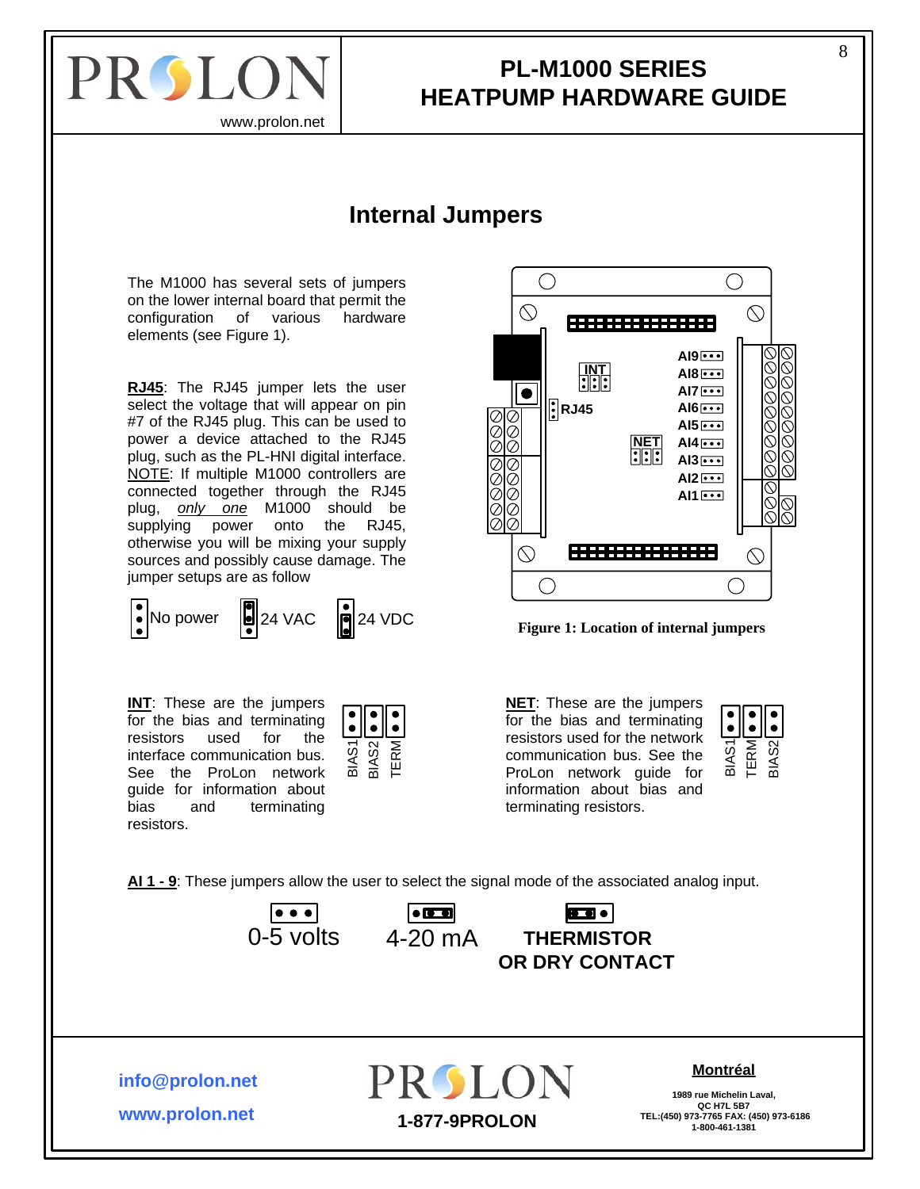# Internal Jumpers

The M1000 has several sets of jumpers on the lower internal board that permit the configuration of various hardware elements (see Figure 1).

**RJ45**: The RJ45 jumper lets the user select the voltage that will appear on pin #7 of the RJ45 plug. This can be used to power a device attached to the RJ45 plug, such as the PL-HNI digital interface. NOTE: If multiple M1000 controllers are connected together through the RJ45 plug, *only one* M1000 should be supplying power onto the RJ45, otherwise you will be mixing your supply sources and possibly cause damage. The jumper setups are as follow

No power 24 VAC 24 VDC

**Figure 1: Location of internal jumpers**

**INT**: These are the jumpers for the bias and terminating resistors used for the interface communication bus. See the ProLon network guide for information about bias and terminating resistors.

BIAS1 BIAS2 TERM

**NET**: These are the jumpers for the bias and terminating resistors used for the network communication bus. See the ProLon network guide for information about bias and terminating resistors.

BIAS1 TERM BIAS2

**AI 1 - 9**: These jumpers allow the user to select the signal mode of the associated analog input.

0-5 volts 4-20 mA **THERMISTOR OR DRY CONTACT**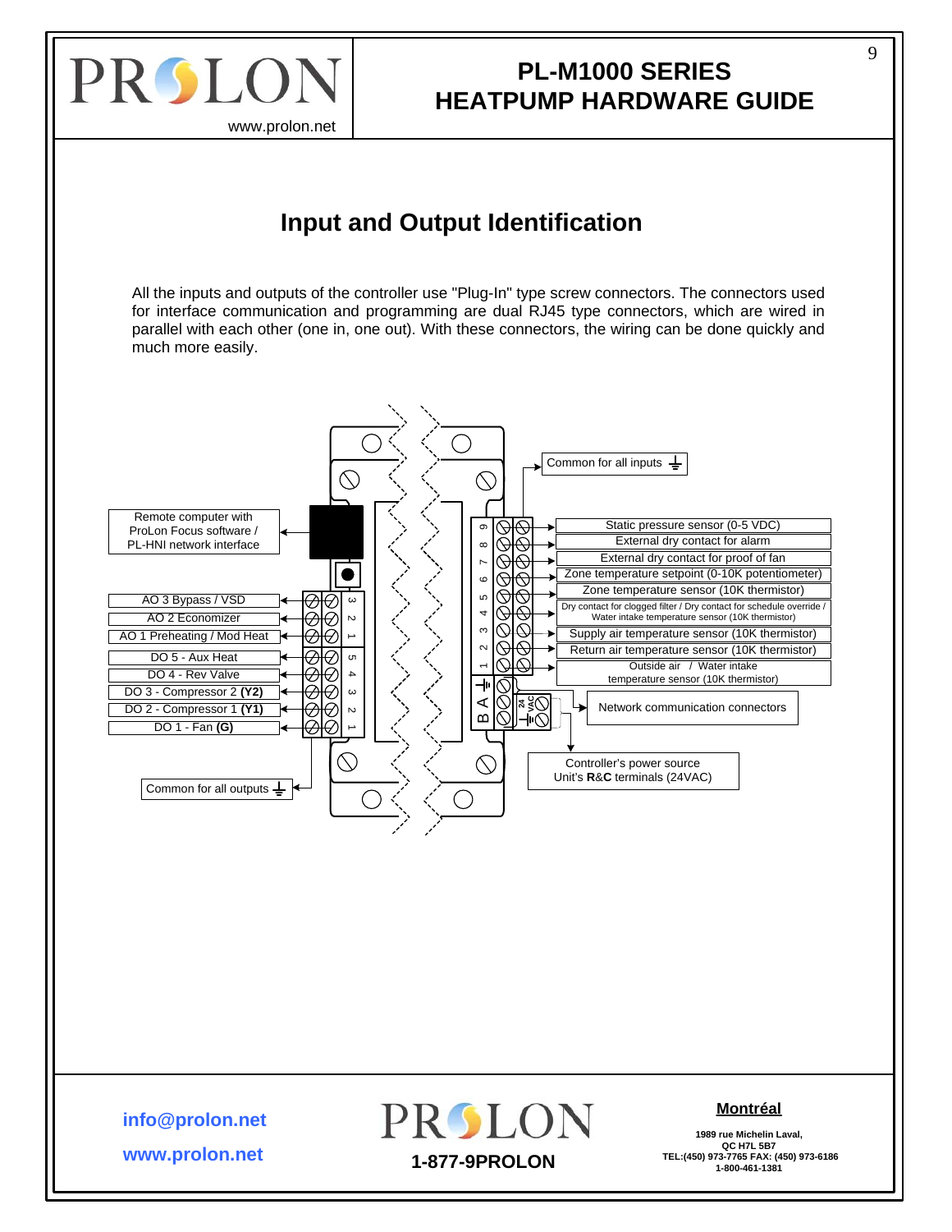# Input and Output Identification

All the inputs and outputs of the controller use "Plug-In" type screw connectors. The connectors used for interface communication and programming are dual RJ45 type connectors, which are wired in parallel with each other (one in, one out). With these connectors, the wiring can be done quickly and much more easily.

Common for all inputs

Remote computer with ProLon Focus software / PL-HNI network interface

Static pressure sensor (0-5 VDC)

External dry contact for alarm

External dry contact for proof of fan

Zone temperature setpoint (0-10K potentiometer)

Zone temperature sensor (10K thermistor)

Dry contact for clogged filter / Dry contact for schedule override / Water intake temperature sensor (10K thermistor)

Supply air temperature sensor (10K thermistor)

Return air temperature sensor (10K thermistor)

Outside air / Water intake temperature sensor (10K thermistor)

AO 3 Bypass / VSD

AO 2 Economizer

AO 1 Preheating / Mod Heat

DO 5 - Aux Heat

DO 4 - Rev Valve

DO 3 - Compressor 2 **(Y2)**

DO 2 - Compressor 1 **(Y1)**

DO 1 - Fan **(G)**

Network communication connectors

Controller's power source Unit's **R**&**C** terminals (24VAC)

Common for all outputs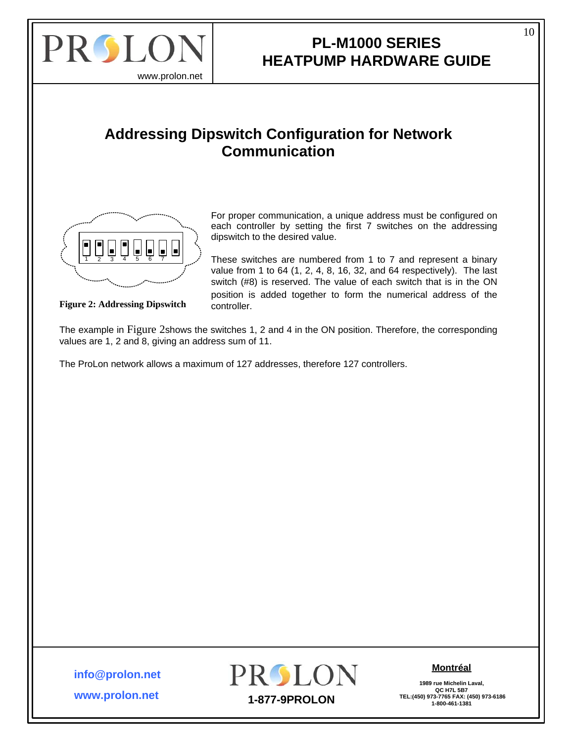## Addressing Dipswitch Configuration for Network Communication

For proper communication, a unique address must be configured on each controller by setting the first 7 switches on the addressing dipswitch to the desired value.

These switches are numbered from 1 to 7 and represent a binary value from 1 to 64 (1, 2, 4, 8, 16, 32, and 64 respectively). The last switch (#8) is reserved. The value of each switch that is in the ON position is added together to form the numerical address of the controller.

**Figure 2: Addressing Dipswitch**

The example in Figure 2shows the switches 1, 2 and 4 in the ON position. Therefore, the corresponding values are 1, 2 and 8, giving an address sum of 11.

The ProLon network allows a maximum of 127 addresses, therefore 127 controllers.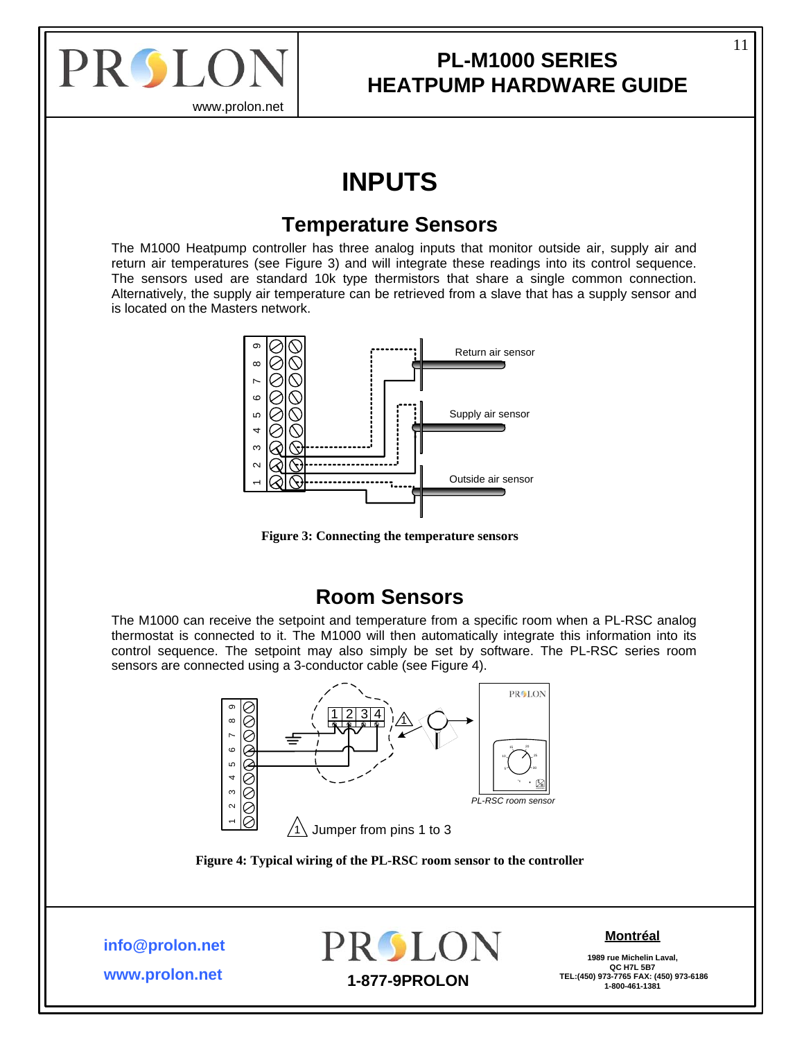# INPUTS

## Temperature Sensors

The M1000 Heatpump controller has three analog inputs that monitor outside air, supply air and return air temperatures (see Figure 3) and will integrate these readings into its control sequence. The sensors used are standard 10k type thermistors that share a single common connection. Alternatively, the supply air temperature can be retrieved from a slave that has a supply sensor and is located on the Masters network.

**Figure 3: Connecting the temperature sensors**

## Room Sensors

The M1000 can receive the setpoint and temperature from a specific room when a PL-RSC analog thermostat is connected to it. The M1000 will then automatically integrate this information into its control sequence. The setpoint may also simply be set by software. The PL-RSC series room sensors are connected using a 3-conductor cable (see Figure 4).

**Figure 4: Typical wiring of the PL-RSC room sensor to the controller**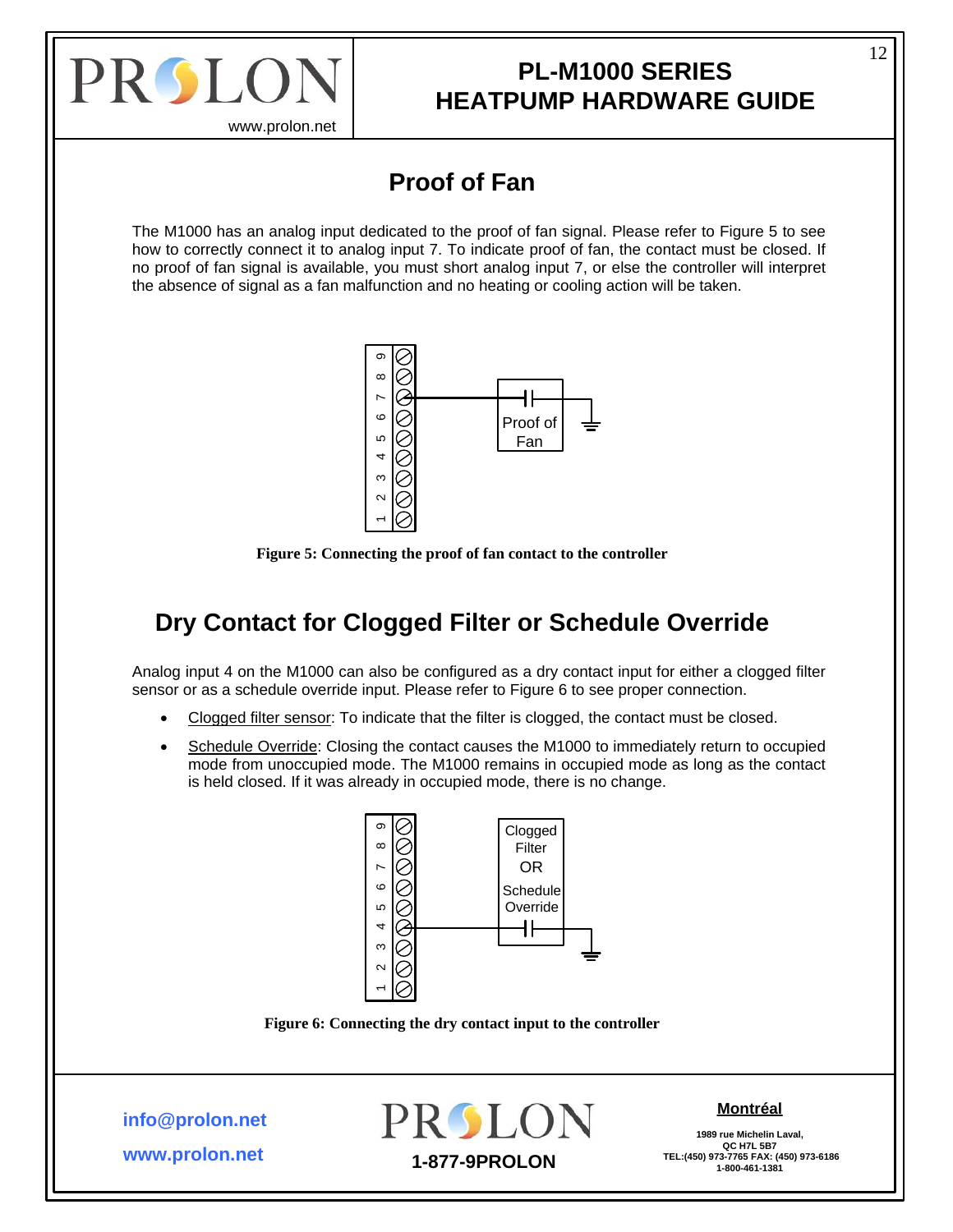## Proof of Fan

The M1000 has an analog input dedicated to the proof of fan signal. Please refer to Figure 5 to see how to correctly connect it to analog input 7. To indicate proof of fan, the contact must be closed. If no proof of fan signal is available, you must short analog input 7, or else the controller will interpret the absence of signal as a fan malfunction and no heating or cooling action will be taken.

**Figure 5: Connecting the proof of fan contact to the controller**

## Dry Contact for Clogged Filter or Schedule Override

Analog input 4 on the M1000 can also be configured as a dry contact input for either a clogged filter sensor or as a schedule override input. Please refer to Figure 6 to see proper connection.

- Clogged filter sensor: To indicate that the filter is clogged, the contact must be closed.
- Schedule Override: Closing the contact causes the M1000 to immediately return to occupied mode from unoccupied mode. The M1000 remains in occupied mode as long as the contact is held closed. If it was already in occupied mode, there is no change.

**Figure 6: Connecting the dry contact input to the controller**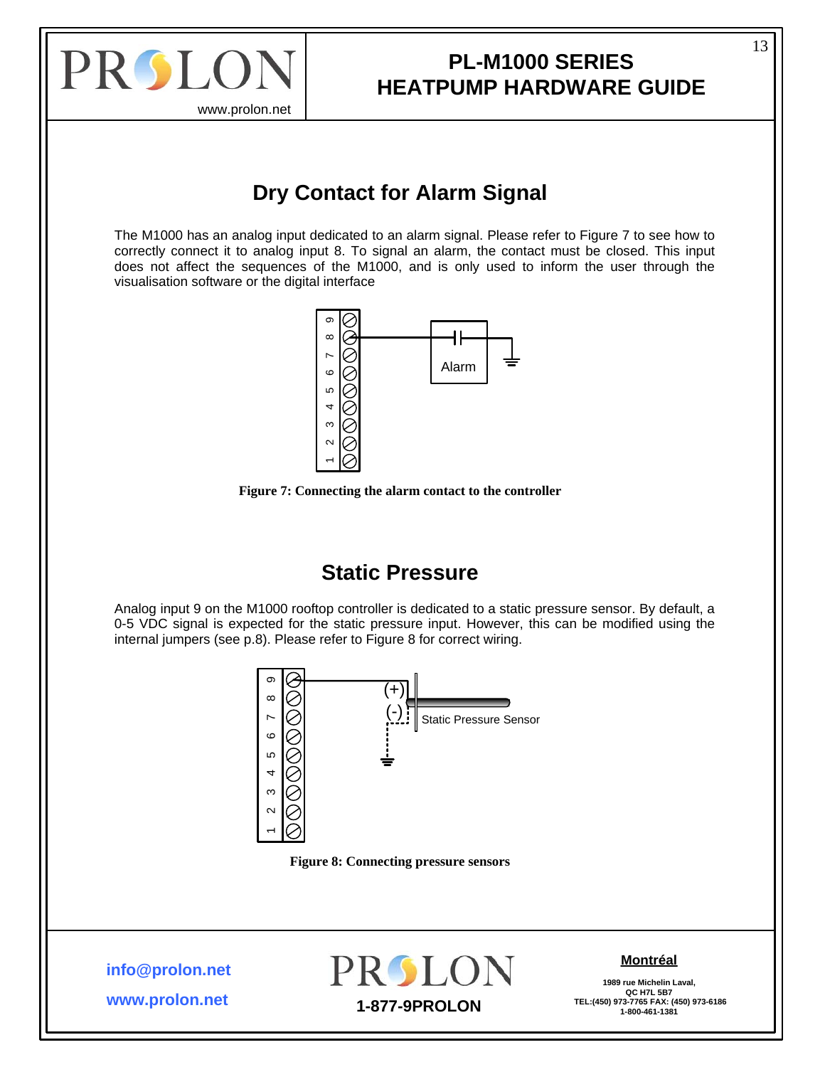## Dry Contact for Alarm Signal

The M1000 has an analog input dedicated to an alarm signal. Please refer to Figure 7 to see how to correctly connect it to analog input 8. To signal an alarm, the contact must be closed. This input does not affect the sequences of the M1000, and is only used to inform the user through the visualisation software or the digital interface

**Figure 7: Connecting the alarm contact to the controller**

## Static Pressure

Analog input 9 on the M1000 rooftop controller is dedicated to a static pressure sensor. By default, a 0-5 VDC signal is expected for the static pressure input. However, this can be modified using the internal jumpers (see p.8). Please refer to Figure 8 for correct wiring.

**Figure 8: Connecting pressure sensors**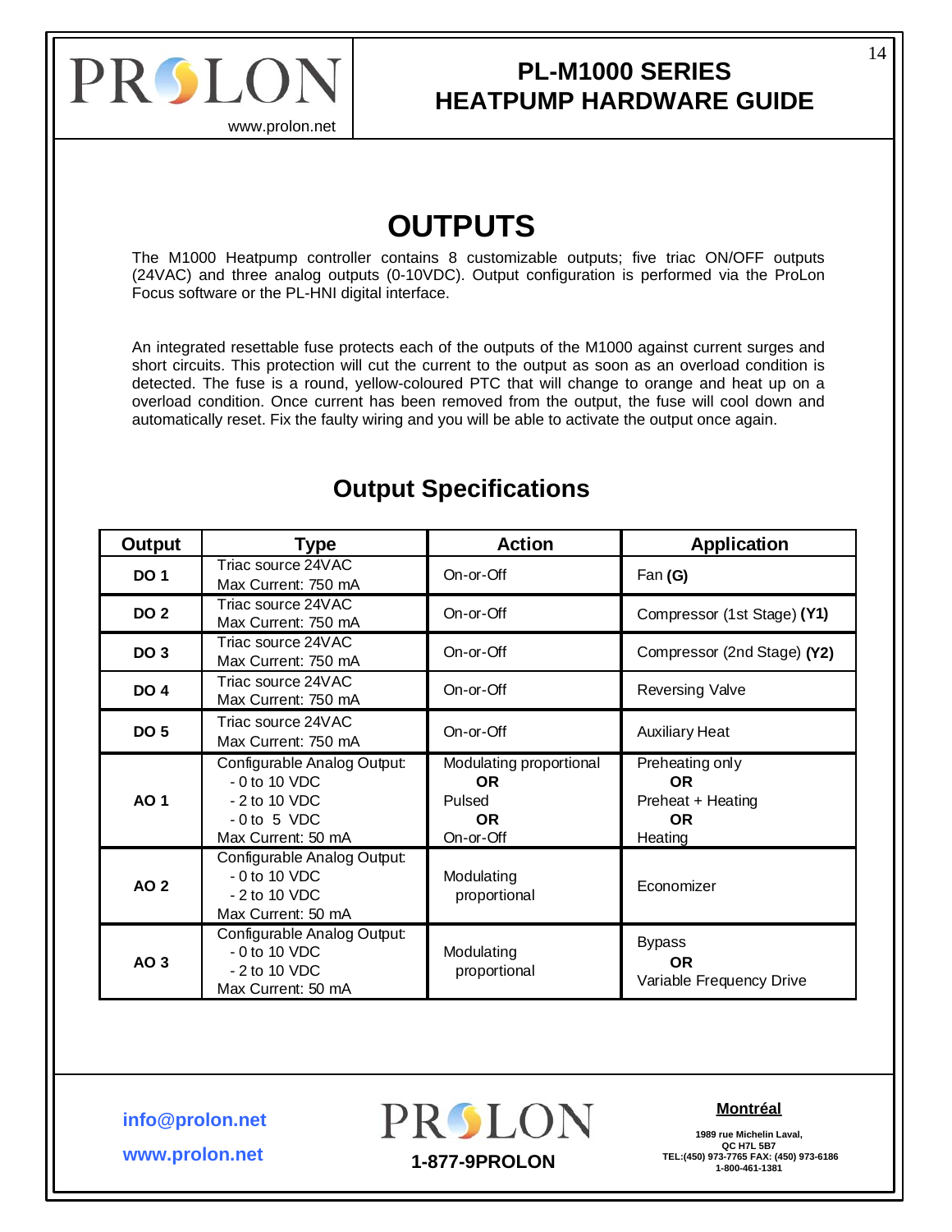# OUTPUTS

The M1000 Heatpump controller contains 8 customizable outputs; five triac ON/OFF outputs (24VAC) and three analog outputs (0-10VDC). Output configuration is performed via the ProLon Focus software or the PL-HNI digital interface.

An integrated resettable fuse protects each of the outputs of the M1000 against current surges and short circuits. This protection will cut the current to the output as soon as an overload condition is detected. The fuse is a round, yellow-coloured PTC that will change to orange and heat up on a overload condition. Once current has been removed from the output, the fuse will cool down and automatically reset. Fix the faulty wiring and you will be able to activate the output once again.

## Output Specifications

| Output | Type | Action | Application |
|---|---|---|---|
| **DO 1** | Triac source 24VAC<br>Max Current: 750 mA | On-or-Off | Fan **(G)** |
| **DO 2** | Triac source 24VAC<br>Max Current: 750 mA | On-or-Off | Compressor (1st Stage) **(Y1)** |
| **DO 3** | Triac source 24VAC<br>Max Current: 750 mA | On-or-Off | Compressor (2nd Stage) **(Y2)** |
| **DO 4** | Triac source 24VAC<br>Max Current: 750 mA | On-or-Off | Reversing Valve |
| **DO 5** | Triac source 24VAC<br>Max Current: 750 mA | On-or-Off | Auxiliary Heat |
| **AO 1** | Configurable Analog Output:<br>- 0 to 10 VDC<br>- 2 to 10 VDC<br>- 0 to 5 VDC<br>Max Current: 50 mA | Modulating proportional<br>**OR**<br>Pulsed<br>**OR**<br>On-or-Off | Preheating only<br>**OR**<br>Preheat + Heating<br>**OR**<br>Heating |
| **AO 2** | Configurable Analog Output:<br>- 0 to 10 VDC<br>- 2 to 10 VDC<br>Max Current: 50 mA | Modulating proportional | Economizer |
| **AO 3** | Configurable Analog Output:<br>- 0 to 10 VDC<br>- 2 to 10 VDC<br>Max Current: 50 mA | Modulating proportional | Bypass<br>**OR**<br>Variable Frequency Drive |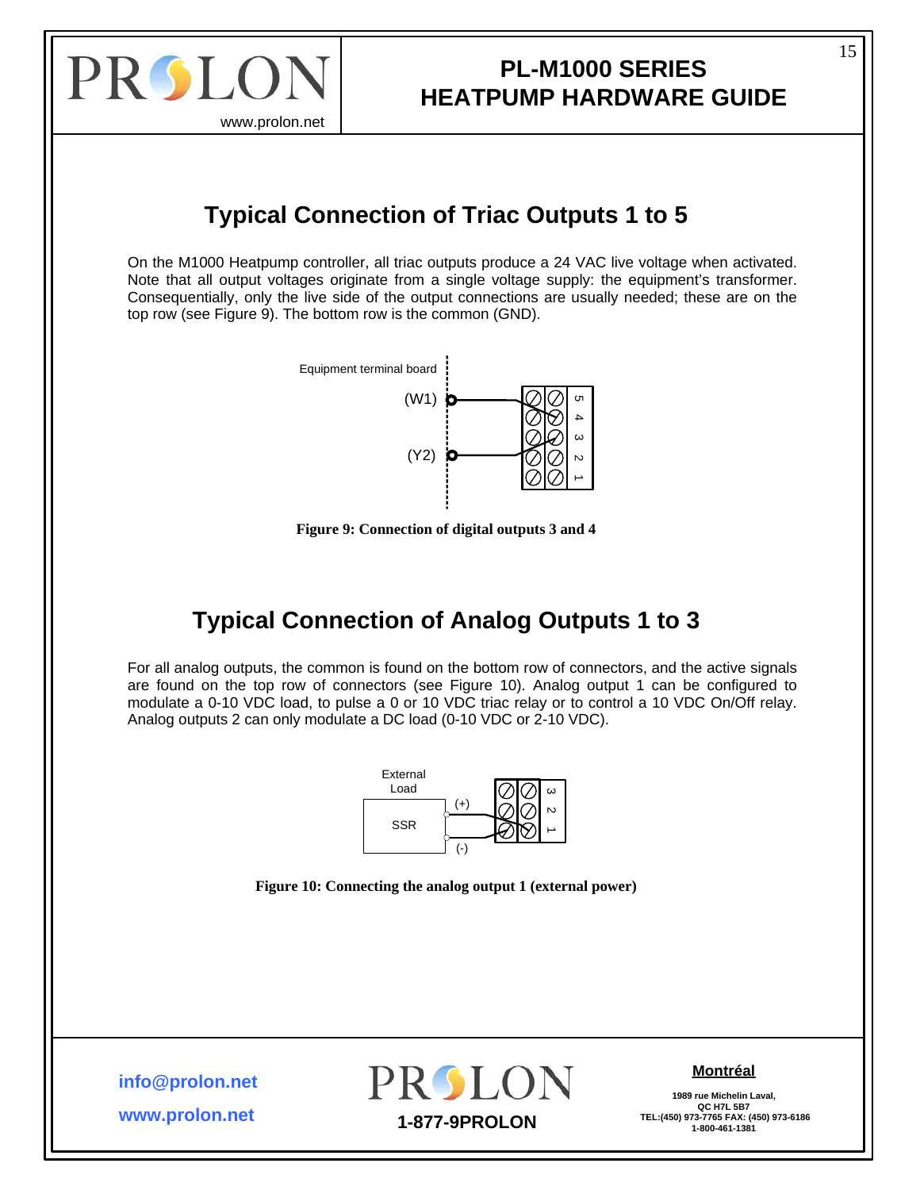## Typical Connection of Triac Outputs 1 to 5

On the M1000 Heatpump controller, all triac outputs produce a 24 VAC live voltage when activated. Note that all output voltages originate from a single voltage supply: the equipment's transformer. Consequentially, only the live side of the output connections are usually needed; these are on the top row (see Figure 9). The bottom row is the common (GND).

**Figure 9: Connection of digital outputs 3 and 4**

## Typical Connection of Analog Outputs 1 to 3

For all analog outputs, the common is found on the bottom row of connectors, and the active signals are found on the top row of connectors (see Figure 10). Analog output 1 can be configured to modulate a 0-10 VDC load, to pulse a 0 or 10 VDC triac relay or to control a 10 VDC On/Off relay. Analog outputs 2 can only modulate a DC load (0-10 VDC or 2-10 VDC).

**Figure 10: Connecting the analog output 1 (external power)**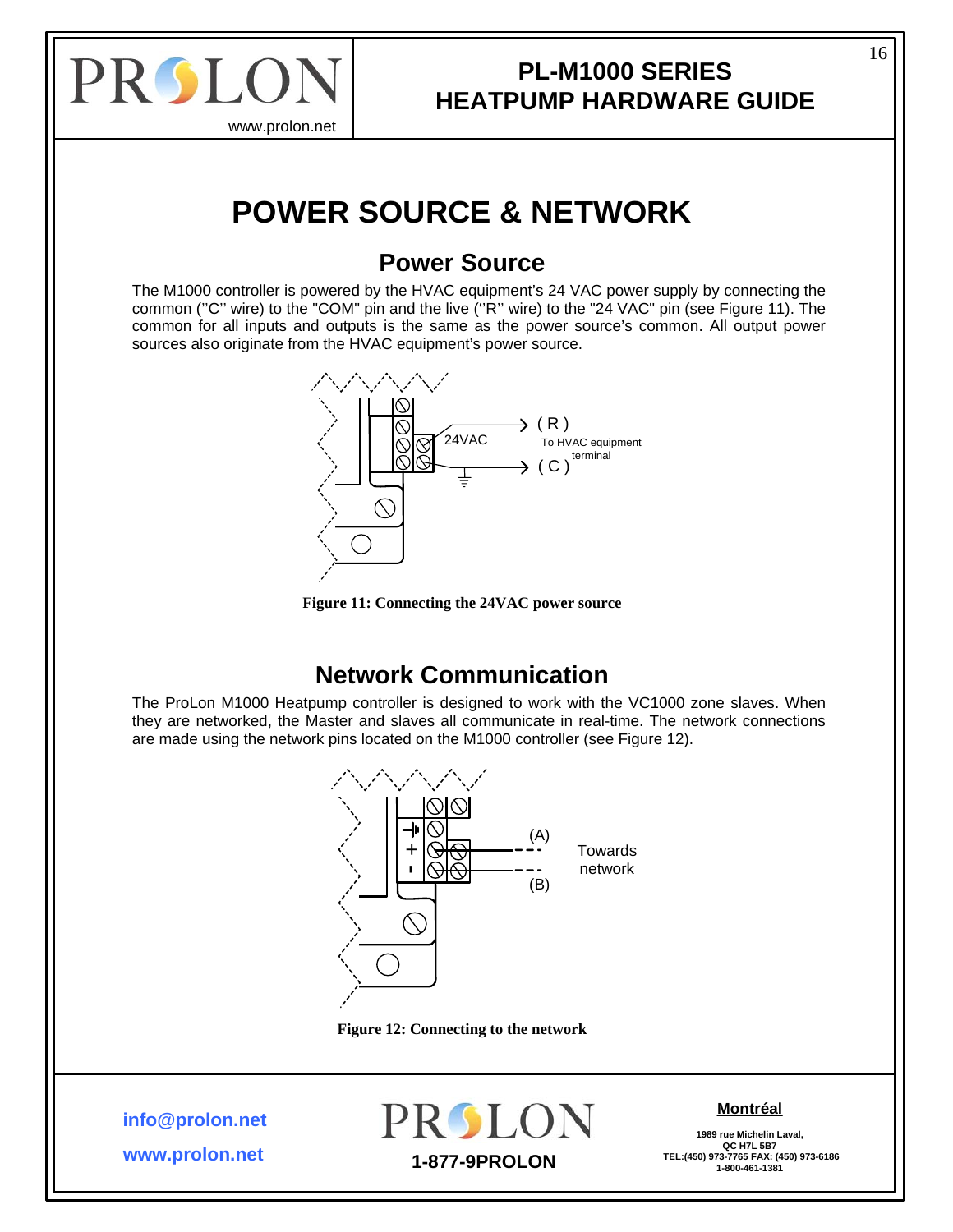# POWER SOURCE & NETWORK

## Power Source

The M1000 controller is powered by the HVAC equipment's 24 VAC power supply by connecting the common (''C'' wire) to the "COM" pin and the live (''R'' wire) to the "24 VAC" pin (see Figure 11). The common for all inputs and outputs is the same as the power source's common. All output power sources also originate from the HVAC equipment's power source.

**Figure 11: Connecting the 24VAC power source**

## Network Communication

The ProLon M1000 Heatpump controller is designed to work with the VC1000 zone slaves. When they are networked, the Master and slaves all communicate in real-time. The network connections are made using the network pins located on the M1000 controller (see Figure 12).

**Figure 12: Connecting to the network**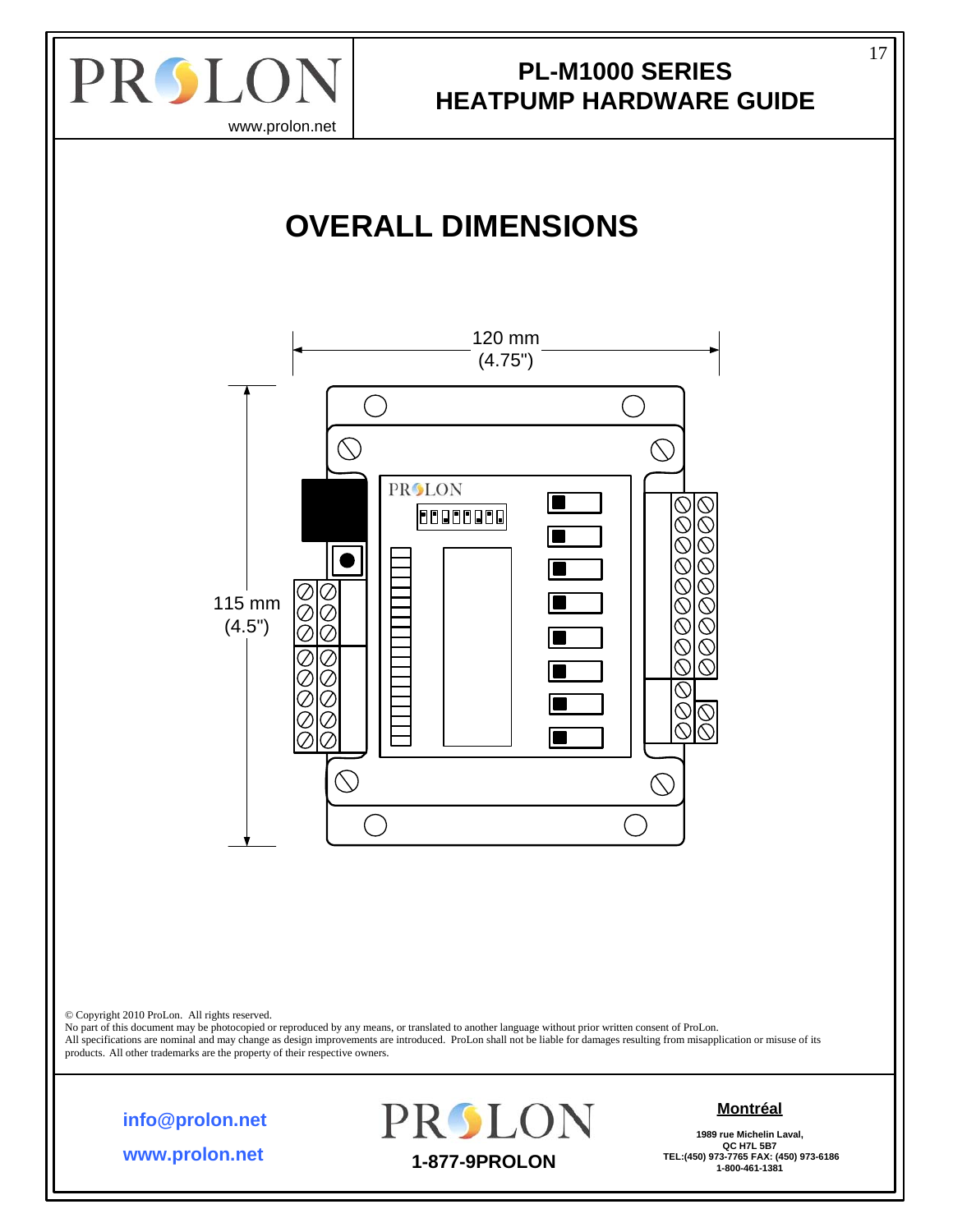# OVERALL DIMENSIONS

120 mm
(4.75")

115 mm
(4.5")

© Copyright 2010 ProLon. All rights reserved.
No part of this document may be photocopied or reproduced by any means, or translated to another language without prior written consent of ProLon.
All specifications are nominal and may change as design improvements are introduced. ProLon shall not be liable for damages resulting from misapplication or misuse of its products. All other trademarks are the property of their respective owners.

info@prolon.net

www.prolon.net

1-877-9PROLON

**Montréal**

1989 rue Michelin Laval,
QC H7L 5B7
TEL:(450) 973-7765 FAX: (450) 973-6186
1-800-461-1381